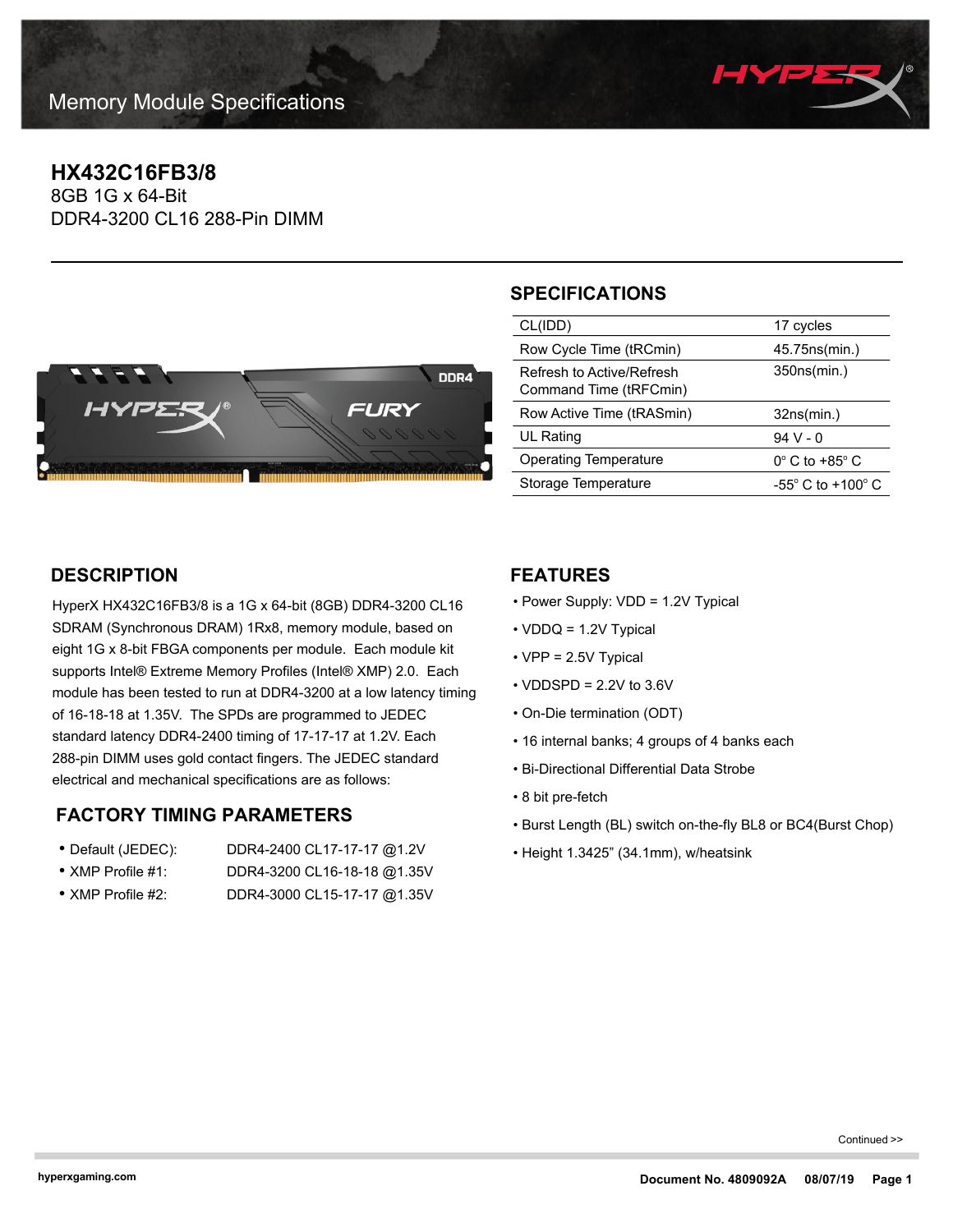Memory Module Specifications

# HX432C16FB3/8

8GB 1G x 64-Bit
DDR4-3200 CL16 288-Pin DIMM

## SPECIFICATIONS

| | |
|---|---|
| CL(IDD) | 17 cycles |
| Row Cycle Time (tRCmin) | 45.75ns(min.) |
| Refresh to Active/Refresh Command Time (tRFCmin) | 350ns(min.) |
| Row Active Time (tRASmin) | 32ns(min.) |
| UL Rating | 94 V - 0 |
| Operating Temperature | 0° C to +85° C |
| Storage Temperature | -55° C to +100° C |

## DESCRIPTION

HyperX HX432C16FB3/8 is a 1G x 64-bit (8GB) DDR4-3200 CL16 SDRAM (Synchronous DRAM) 1Rx8, memory module, based on eight 1G x 8-bit FBGA components per module. Each module kit supports Intel® Extreme Memory Profiles (Intel® XMP) 2.0. Each module has been tested to run at DDR4-3200 at a low latency timing of 16-18-18 at 1.35V. The SPDs are programmed to JEDEC standard latency DDR4-2400 timing of 17-17-17 at 1.2V. Each 288-pin DIMM uses gold contact fingers. The JEDEC standard electrical and mechanical specifications are as follows:

## FACTORY TIMING PARAMETERS

- Default (JEDEC): DDR4-2400 CL17-17-17 @1.2V
- XMP Profile #1: DDR4-3200 CL16-18-18 @1.35V
- XMP Profile #2: DDR4-3000 CL15-17-17 @1.35V

## FEATURES

- Power Supply: VDD = 1.2V Typical
- VDDQ = 1.2V Typical
- VPP = 2.5V Typical
- VDDSPD = 2.2V to 3.6V
- On-Die termination (ODT)
- 16 internal banks; 4 groups of 4 banks each
- Bi-Directional Differential Data Strobe
- 8 bit pre-fetch
- Burst Length (BL) switch on-the-fly BL8 or BC4(Burst Chop)
- Height 1.3425” (34.1mm), w/heatsink

Continued >>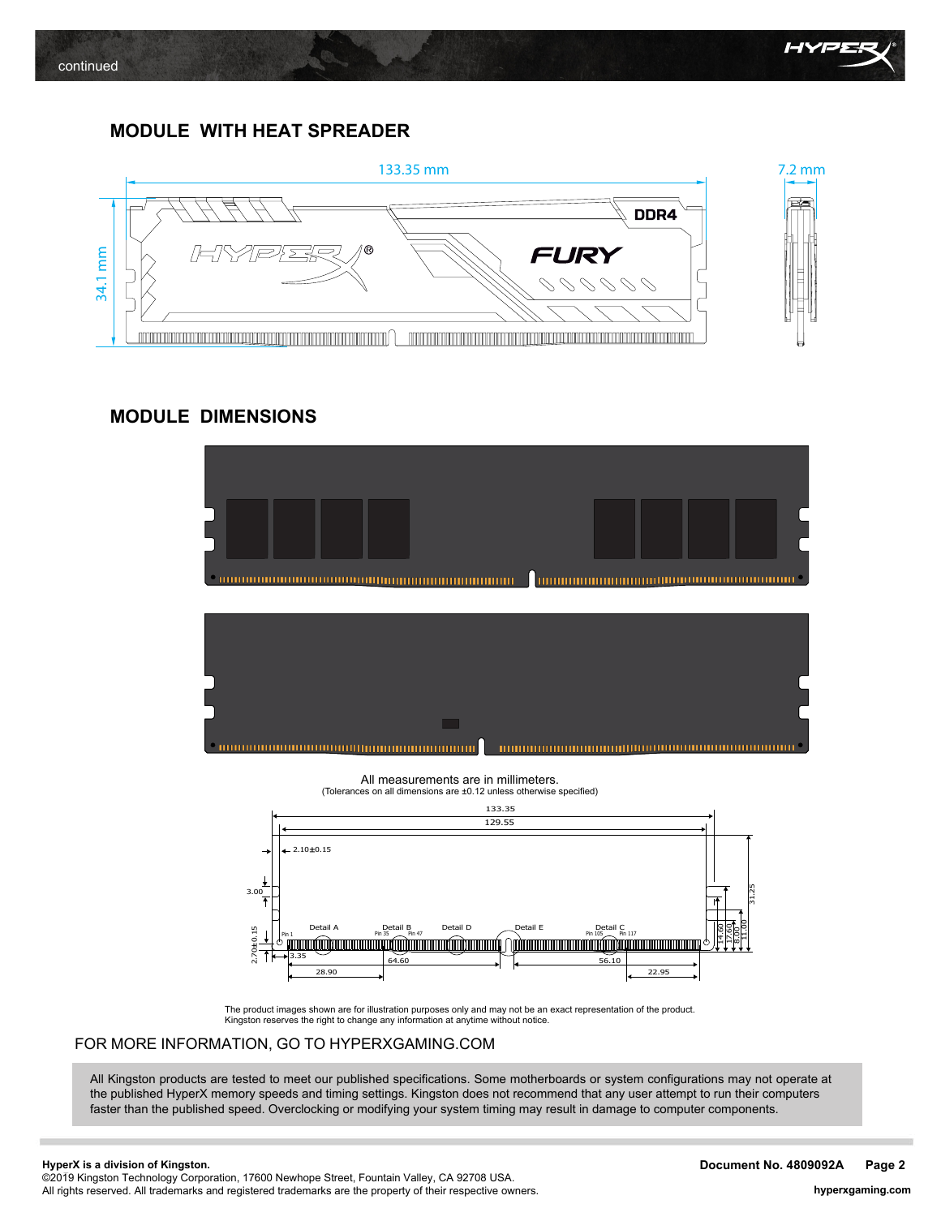## MODULE WITH HEAT SPREADER

133.35 mm

7.2 mm

34.1 mm

DDR4

FURY

## MODULE DIMENSIONS

All measurements are in millimeters.
(Tolerances on all dimensions are ±0.12 unless otherwise specified)

133.35

129.55

2.10±0.15

3.00

2.70±0.15

31.25

14.60

17.60

8.00

11.00

Detail A

Detail B

Detail D

Detail E

Detail C

Pin 1

Pin 35

Pin 47

Pin 105

Pin 117

3.35

28.90

64.60

56.10

22.95

The product images shown are for illustration purposes only and may not be an exact representation of the product.
Kingston reserves the right to change any information at anytime without notice.

FOR MORE INFORMATION, GO TO HYPERXGAMING.COM

All Kingston products are tested to meet our published specifications. Some motherboards or system configurations may not operate at the published HyperX memory speeds and timing settings. Kingston does not recommend that any user attempt to run their computers faster than the published speed. Overclocking or modifying your system timing may result in damage to computer components.

**HyperX is a division of Kingston.**
©2019 Kingston Technology Corporation, 17600 Newhope Street, Fountain Valley, CA 92708 USA.
All rights reserved. All trademarks and registered trademarks are the property of their respective owners.

**Document No. 4809092A**

**hyperxgaming.com**